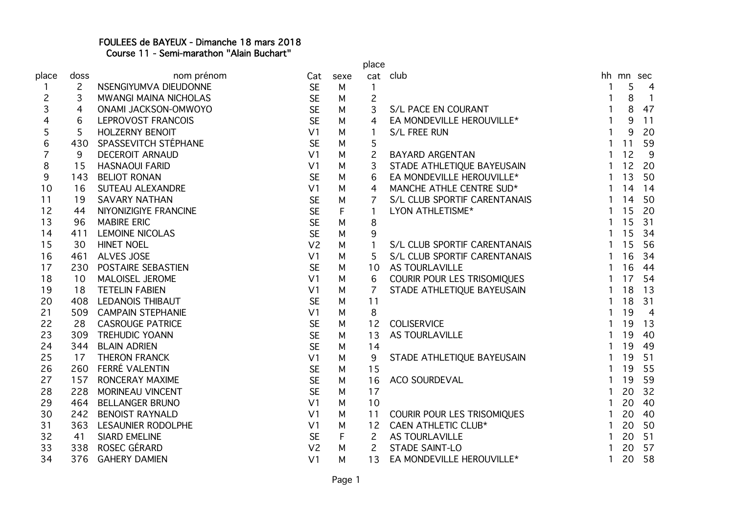# FOULEES de BAYEUX - Dimanche 18 mars 2018

## Course 11 - Semi-marathon "Alain Buchart"

| place | doss | nom prénom | Cat | sexe | place cat | club | hh | mn | sec |
|---|---|---|---|---|---|---|---|---|---|
| 1 | 2 | NSENGIYUMVA DIEUDONNE | SE | M | 1 | | 1 | 5 | 4 |
| 2 | 3 | MWANGI MAINA NICHOLAS | SE | M | 2 | | 1 | 8 | 1 |
| 3 | 4 | ONAMI JACKSON-OMWOYO | SE | M | 3 | S/L PACE EN COURANT | 1 | 8 | 47 |
| 4 | 6 | LEPROVOST FRANCOIS | SE | M | 4 | EA MONDEVILLE HEROUVILLE* | 1 | 9 | 11 |
| 5 | 5 | HOLZERNY BENOIT | V1 | M | 1 | S/L FREE RUN | 1 | 9 | 20 |
| 6 | 430 | SPASSEVITCH STÉPHANE | SE | M | 5 | | 1 | 11 | 59 |
| 7 | 9 | DECEROIT ARNAUD | V1 | M | 2 | BAYARD ARGENTAN | 1 | 12 | 9 |
| 8 | 15 | HASNAOUI FARID | V1 | M | 3 | STADE ATHLETIQUE BAYEUSAIN | 1 | 12 | 20 |
| 9 | 143 | BELIOT RONAN | SE | M | 6 | EA MONDEVILLE HEROUVILLE* | 1 | 13 | 50 |
| 10 | 16 | SUTEAU ALEXANDRE | V1 | M | 4 | MANCHE ATHLE CENTRE SUD* | 1 | 14 | 14 |
| 11 | 19 | SAVARY NATHAN | SE | M | 7 | S/L CLUB SPORTIF CARENTANAIS | 1 | 14 | 50 |
| 12 | 44 | NIYONIZIGIYE FRANCINE | SE | F | 1 | LYON ATHLETISME* | 1 | 15 | 20 |
| 13 | 96 | MABIRE ERIC | SE | M | 8 | | 1 | 15 | 31 |
| 14 | 411 | LEMOINE NICOLAS | SE | M | 9 | | 1 | 15 | 34 |
| 15 | 30 | HINET NOEL | V2 | M | 1 | S/L CLUB SPORTIF CARENTANAIS | 1 | 15 | 56 |
| 16 | 461 | ALVES JOSE | V1 | M | 5 | S/L CLUB SPORTIF CARENTANAIS | 1 | 16 | 34 |
| 17 | 230 | POSTAIRE SEBASTIEN | SE | M | 10 | AS TOURLAVILLE | 1 | 16 | 44 |
| 18 | 10 | MALOISEL JEROME | V1 | M | 6 | COURIR POUR LES TRISOMIQUES | 1 | 17 | 54 |
| 19 | 18 | TETELIN FABIEN | V1 | M | 7 | STADE ATHLETIQUE BAYEUSAIN | 1 | 18 | 13 |
| 20 | 408 | LEDANOIS THIBAUT | SE | M | 11 | | 1 | 18 | 31 |
| 21 | 509 | CAMPAIN STEPHANIE | V1 | M | 8 | | 1 | 19 | 4 |
| 22 | 28 | CASROUGE PATRICE | SE | M | 12 | COLISERVICE | 1 | 19 | 13 |
| 23 | 309 | TREHUDIC YOANN | SE | M | 13 | AS TOURLAVILLE | 1 | 19 | 40 |
| 24 | 344 | BLAIN ADRIEN | SE | M | 14 | | 1 | 19 | 49 |
| 25 | 17 | THERON FRANCK | V1 | M | 9 | STADE ATHLETIQUE BAYEUSAIN | 1 | 19 | 51 |
| 26 | 260 | FERRÉ VALENTIN | SE | M | 15 | | 1 | 19 | 55 |
| 27 | 157 | RONCERAY MAXIME | SE | M | 16 | ACO SOURDEVAL | 1 | 19 | 59 |
| 28 | 228 | MORINEAU VINCENT | SE | M | 17 | | 1 | 20 | 32 |
| 29 | 464 | BELLANGER BRUNO | V1 | M | 10 | | 1 | 20 | 40 |
| 30 | 242 | BENOIST RAYNALD | V1 | M | 11 | COURIR POUR LES TRISOMIQUES | 1 | 20 | 40 |
| 31 | 363 | LESAUNIER RODOLPHE | V1 | M | 12 | CAEN ATHLETIC CLUB* | 1 | 20 | 50 |
| 32 | 41 | SIARD EMELINE | SE | F | 2 | AS TOURLAVILLE | 1 | 20 | 51 |
| 33 | 338 | ROSEC GÉRARD | V2 | M | 2 | STADE SAINT-LO | 1 | 20 | 57 |
| 34 | 376 | GAHERY DAMIEN | V1 | M | 13 | EA MONDEVILLE HEROUVILLE* | 1 | 20 | 58 |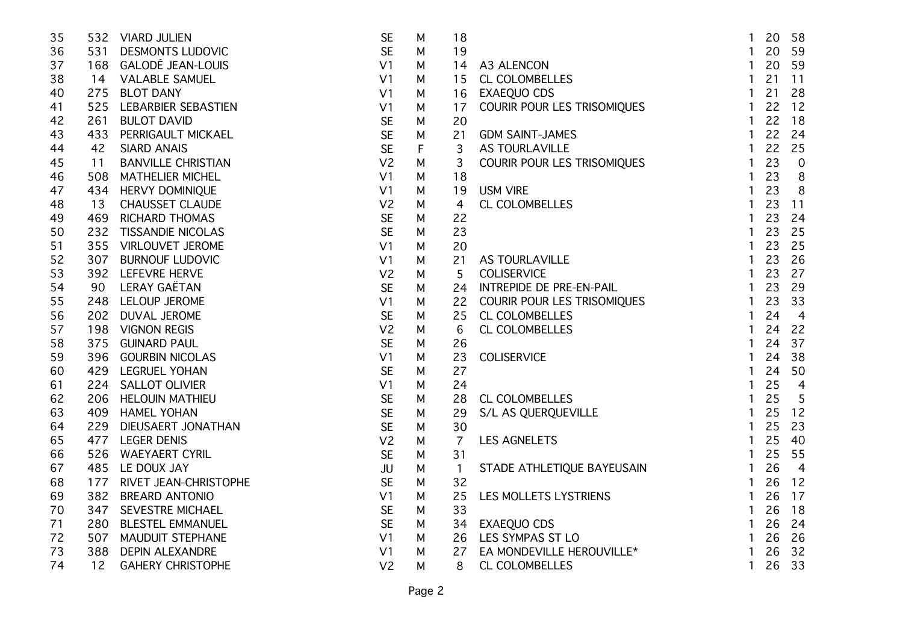| | | | | | | | | | |
|---|---|---|---|---|---|---|---|---|---|
| 35 | 532 | VIARD JULIEN | SE | M | 18 | | 1 | 20 | 58 |
| 36 | 531 | DESMONTS LUDOVIC | SE | M | 19 | | 1 | 20 | 59 |
| 37 | 168 | GALODÉ JEAN-LOUIS | V1 | M | 14 | A3 ALENCON | 1 | 20 | 59 |
| 38 | 14 | VALABLE SAMUEL | V1 | M | 15 | CL COLOMBELLES | 1 | 21 | 11 |
| 40 | 275 | BLOT DANY | V1 | M | 16 | EXAEQUO CDS | 1 | 21 | 28 |
| 41 | 525 | LEBARBIER SEBASTIEN | V1 | M | 17 | COURIR POUR LES TRISOMIQUES | 1 | 22 | 12 |
| 42 | 261 | BULOT DAVID | SE | M | 20 | | 1 | 22 | 18 |
| 43 | 433 | PERRIGAULT MICKAEL | SE | M | 21 | GDM SAINT-JAMES | 1 | 22 | 24 |
| 44 | 42 | SIARD ANAIS | SE | F | 3 | AS TOURLAVILLE | 1 | 22 | 25 |
| 45 | 11 | BANVILLE CHRISTIAN | V2 | M | 3 | COURIR POUR LES TRISOMIQUES | 1 | 23 | 0 |
| 46 | 508 | MATHELIER MICHEL | V1 | M | 18 | | 1 | 23 | 8 |
| 47 | 434 | HERVY DOMINIQUE | V1 | M | 19 | USM VIRE | 1 | 23 | 8 |
| 48 | 13 | CHAUSSET CLAUDE | V2 | M | 4 | CL COLOMBELLES | 1 | 23 | 11 |
| 49 | 469 | RICHARD THOMAS | SE | M | 22 | | 1 | 23 | 24 |
| 50 | 232 | TISSANDIE NICOLAS | SE | M | 23 | | 1 | 23 | 25 |
| 51 | 355 | VIRLOUVET JEROME | V1 | M | 20 | | 1 | 23 | 25 |
| 52 | 307 | BURNOUF LUDOVIC | V1 | M | 21 | AS TOURLAVILLE | 1 | 23 | 26 |
| 53 | 392 | LEFEVRE HERVE | V2 | M | 5 | COLISERVICE | 1 | 23 | 27 |
| 54 | 90 | LERAY GAËTAN | SE | M | 24 | INTREPIDE DE PRE-EN-PAIL | 1 | 23 | 29 |
| 55 | 248 | LELOUP JEROME | V1 | M | 22 | COURIR POUR LES TRISOMIQUES | 1 | 23 | 33 |
| 56 | 202 | DUVAL JEROME | SE | M | 25 | CL COLOMBELLES | 1 | 24 | 4 |
| 57 | 198 | VIGNON REGIS | V2 | M | 6 | CL COLOMBELLES | 1 | 24 | 22 |
| 58 | 375 | GUINARD PAUL | SE | M | 26 | | 1 | 24 | 37 |
| 59 | 396 | GOURBIN NICOLAS | V1 | M | 23 | COLISERVICE | 1 | 24 | 38 |
| 60 | 429 | LEGRUEL YOHAN | SE | M | 27 | | 1 | 24 | 50 |
| 61 | 224 | SALLOT OLIVIER | V1 | M | 24 | | 1 | 25 | 4 |
| 62 | 206 | HELOUIN MATHIEU | SE | M | 28 | CL COLOMBELLES | 1 | 25 | 5 |
| 63 | 409 | HAMEL YOHAN | SE | M | 29 | S/L AS QUERQUEVILLE | 1 | 25 | 12 |
| 64 | 229 | DIEUSAERT JONATHAN | SE | M | 30 | | 1 | 25 | 23 |
| 65 | 477 | LEGER DENIS | V2 | M | 7 | LES AGNELETS | 1 | 25 | 40 |
| 66 | 526 | WAEYAERT CYRIL | SE | M | 31 | | 1 | 25 | 55 |
| 67 | 485 | LE DOUX JAY | JU | M | 1 | STADE ATHLETIQUE BAYEUSAIN | 1 | 26 | 4 |
| 68 | 177 | RIVET JEAN-CHRISTOPHE | SE | M | 32 | | 1 | 26 | 12 |
| 69 | 382 | BREARD ANTONIO | V1 | M | 25 | LES MOLLETS LYSTRIENS | 1 | 26 | 17 |
| 70 | 347 | SEVESTRE MICHAEL | SE | M | 33 | | 1 | 26 | 18 |
| 71 | 280 | BLESTEL EMMANUEL | SE | M | 34 | EXAEQUO CDS | 1 | 26 | 24 |
| 72 | 507 | MAUDUIT STEPHANE | V1 | M | 26 | LES SYMPAS ST LO | 1 | 26 | 26 |
| 73 | 388 | DEPIN ALEXANDRE | V1 | M | 27 | EA MONDEVILLE HEROUVILLE* | 1 | 26 | 32 |
| 74 | 12 | GAHERY CHRISTOPHE | V2 | M | 8 | CL COLOMBELLES | 1 | 26 | 33 |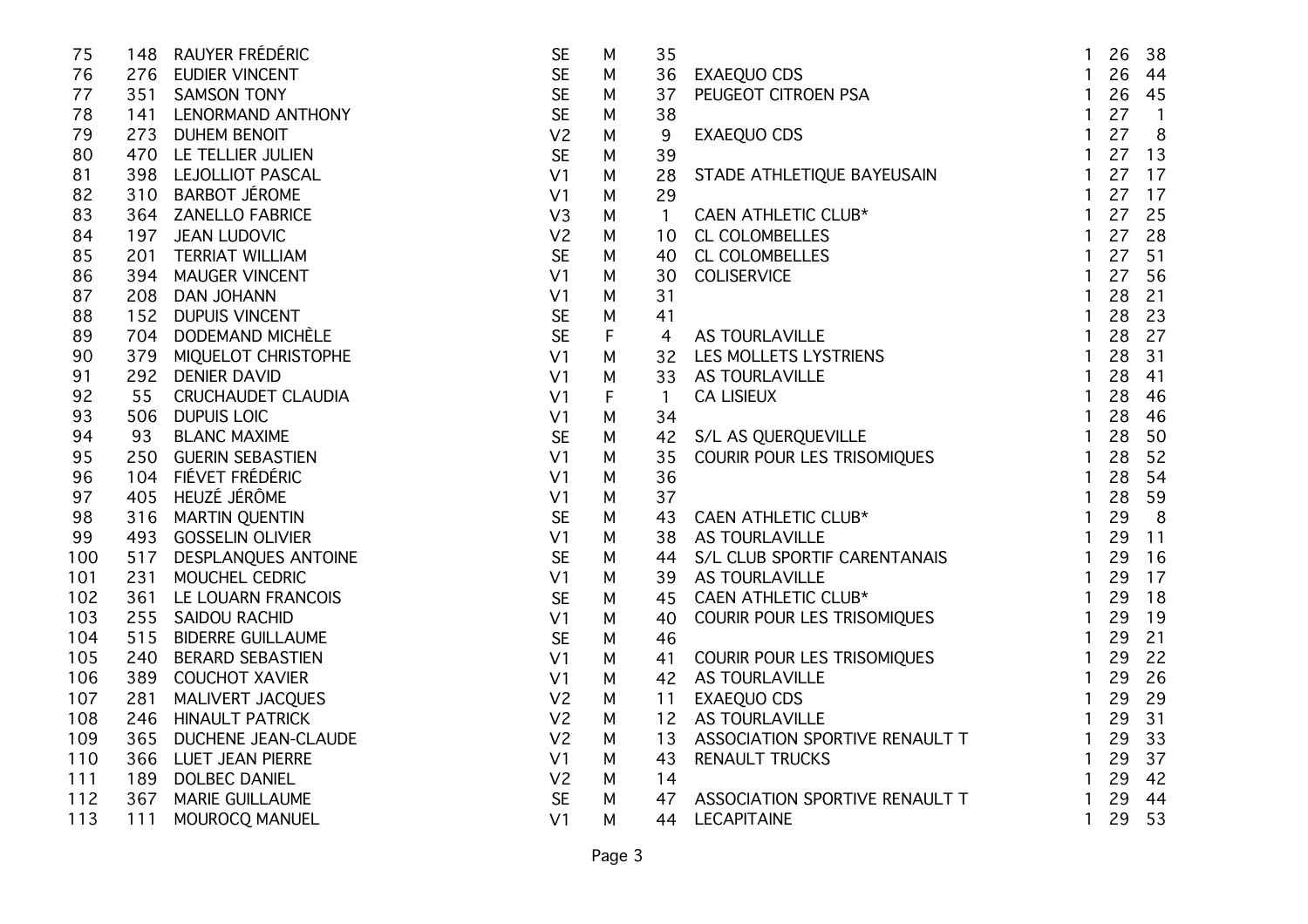| | | | | | | | | | |
|---|---|---|---|---|---|---|---|---|---|
| 75 | 148 | RAUYER FRÉDÉRIC | SE | M | 35 | | 1 | 26 | 38 |
| 76 | 276 | EUDIER VINCENT | SE | M | 36 | EXAEQUO CDS | 1 | 26 | 44 |
| 77 | 351 | SAMSON TONY | SE | M | 37 | PEUGEOT CITROEN PSA | 1 | 26 | 45 |
| 78 | 141 | LENORMAND ANTHONY | SE | M | 38 | | 1 | 27 | 1 |
| 79 | 273 | DUHEM BENOIT | V2 | M | 9 | EXAEQUO CDS | 1 | 27 | 8 |
| 80 | 470 | LE TELLIER JULIEN | SE | M | 39 | | 1 | 27 | 13 |
| 81 | 398 | LEJOLLIOT PASCAL | V1 | M | 28 | STADE ATHLETIQUE BAYEUSAIN | 1 | 27 | 17 |
| 82 | 310 | BARBOT JÉROME | V1 | M | 29 | | 1 | 27 | 17 |
| 83 | 364 | ZANELLO FABRICE | V3 | M | 1 | CAEN ATHLETIC CLUB* | 1 | 27 | 25 |
| 84 | 197 | JEAN LUDOVIC | V2 | M | 10 | CL COLOMBELLES | 1 | 27 | 28 |
| 85 | 201 | TERRIAT WILLIAM | SE | M | 40 | CL COLOMBELLES | 1 | 27 | 51 |
| 86 | 394 | MAUGER VINCENT | V1 | M | 30 | COLISERVICE | 1 | 27 | 56 |
| 87 | 208 | DAN JOHANN | V1 | M | 31 | | 1 | 28 | 21 |
| 88 | 152 | DUPUIS VINCENT | SE | M | 41 | | 1 | 28 | 23 |
| 89 | 704 | DODEMAND MICHÈLE | SE | F | 4 | AS TOURLAVILLE | 1 | 28 | 27 |
| 90 | 379 | MIQUELOT CHRISTOPHE | V1 | M | 32 | LES MOLLETS LYSTRIENS | 1 | 28 | 31 |
| 91 | 292 | DENIER DAVID | V1 | M | 33 | AS TOURLAVILLE | 1 | 28 | 41 |
| 92 | 55 | CRUCHAUDET CLAUDIA | V1 | F | 1 | CA LISIEUX | 1 | 28 | 46 |
| 93 | 506 | DUPUIS LOIC | V1 | M | 34 | | 1 | 28 | 46 |
| 94 | 93 | BLANC MAXIME | SE | M | 42 | S/L AS QUERQUEVILLE | 1 | 28 | 50 |
| 95 | 250 | GUERIN SEBASTIEN | V1 | M | 35 | COURIR POUR LES TRISOMIQUES | 1 | 28 | 52 |
| 96 | 104 | FIÉVET FRÉDÉRIC | V1 | M | 36 | | 1 | 28 | 54 |
| 97 | 405 | HEUZÉ JÉRÔME | V1 | M | 37 | | 1 | 28 | 59 |
| 98 | 316 | MARTIN QUENTIN | SE | M | 43 | CAEN ATHLETIC CLUB* | 1 | 29 | 8 |
| 99 | 493 | GOSSELIN OLIVIER | V1 | M | 38 | AS TOURLAVILLE | 1 | 29 | 11 |
| 100 | 517 | DESPLANQUES ANTOINE | SE | M | 44 | S/L CLUB SPORTIF CARENTANAIS | 1 | 29 | 16 |
| 101 | 231 | MOUCHEL CEDRIC | V1 | M | 39 | AS TOURLAVILLE | 1 | 29 | 17 |
| 102 | 361 | LE LOUARN FRANCOIS | SE | M | 45 | CAEN ATHLETIC CLUB* | 1 | 29 | 18 |
| 103 | 255 | SAIDOU RACHID | V1 | M | 40 | COURIR POUR LES TRISOMIQUES | 1 | 29 | 19 |
| 104 | 515 | BIDERRE GUILLAUME | SE | M | 46 | | 1 | 29 | 21 |
| 105 | 240 | BERARD SEBASTIEN | V1 | M | 41 | COURIR POUR LES TRISOMIQUES | 1 | 29 | 22 |
| 106 | 389 | COUCHOT XAVIER | V1 | M | 42 | AS TOURLAVILLE | 1 | 29 | 26 |
| 107 | 281 | MALIVERT JACQUES | V2 | M | 11 | EXAEQUO CDS | 1 | 29 | 29 |
| 108 | 246 | HINAULT PATRICK | V2 | M | 12 | AS TOURLAVILLE | 1 | 29 | 31 |
| 109 | 365 | DUCHENE JEAN-CLAUDE | V2 | M | 13 | ASSOCIATION SPORTIVE RENAULT T | 1 | 29 | 33 |
| 110 | 366 | LUET JEAN PIERRE | V1 | M | 43 | RENAULT TRUCKS | 1 | 29 | 37 |
| 111 | 189 | DOLBEC DANIEL | V2 | M | 14 | | 1 | 29 | 42 |
| 112 | 367 | MARIE GUILLAUME | SE | M | 47 | ASSOCIATION SPORTIVE RENAULT T | 1 | 29 | 44 |
| 113 | 111 | MOUROCQ MANUEL | V1 | M | 44 | LECAPITAINE | 1 | 29 | 53 |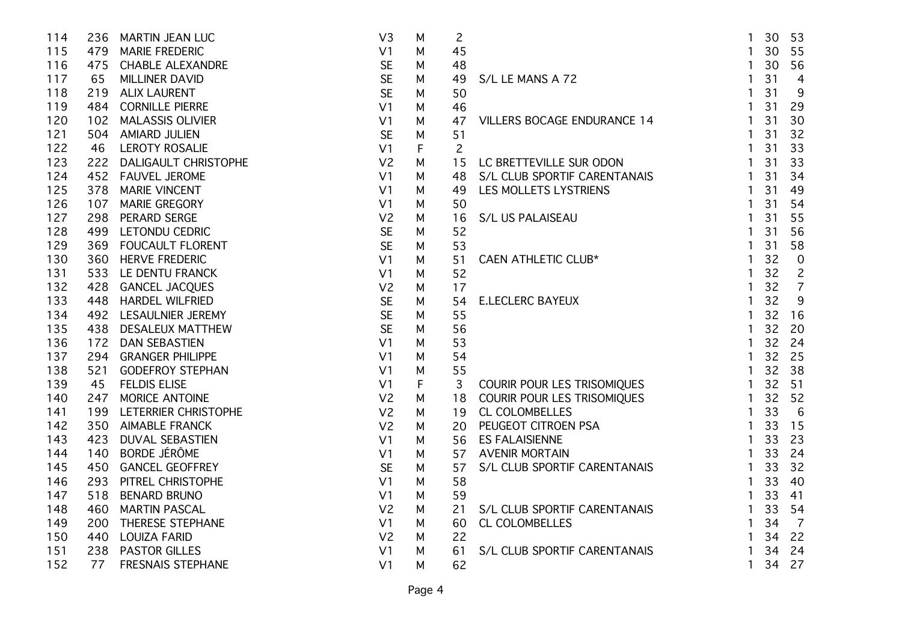| | | | | | | | | | |
|---|---|---|---|---|---|---|---|---|---|
| 114 | 236 | MARTIN JEAN LUC | V3 | M | 2 | | 1 | 30 | 53 |
| 115 | 479 | MARIE FREDERIC | V1 | M | 45 | | 1 | 30 | 55 |
| 116 | 475 | CHABLE ALEXANDRE | SE | M | 48 | | 1 | 30 | 56 |
| 117 | 65 | MILLINER DAVID | SE | M | 49 | S/L LE MANS A 72 | 1 | 31 | 4 |
| 118 | 219 | ALIX LAURENT | SE | M | 50 | | 1 | 31 | 9 |
| 119 | 484 | CORNILLE PIERRE | V1 | M | 46 | | 1 | 31 | 29 |
| 120 | 102 | MALASSIS OLIVIER | V1 | M | 47 | VILLERS BOCAGE ENDURANCE 14 | 1 | 31 | 30 |
| 121 | 504 | AMIARD JULIEN | SE | M | 51 | | 1 | 31 | 32 |
| 122 | 46 | LEROTY ROSALIE | V1 | F | 2 | | 1 | 31 | 33 |
| 123 | 222 | DALIGAULT CHRISTOPHE | V2 | M | 15 | LC BRETTEVILLE SUR ODON | 1 | 31 | 33 |
| 124 | 452 | FAUVEL JEROME | V1 | M | 48 | S/L CLUB SPORTIF CARENTANAIS | 1 | 31 | 34 |
| 125 | 378 | MARIE VINCENT | V1 | M | 49 | LES MOLLETS LYSTRIENS | 1 | 31 | 49 |
| 126 | 107 | MARIE GREGORY | V1 | M | 50 | | 1 | 31 | 54 |
| 127 | 298 | PERARD SERGE | V2 | M | 16 | S/L US PALAISEAU | 1 | 31 | 55 |
| 128 | 499 | LETONDU CEDRIC | SE | M | 52 | | 1 | 31 | 56 |
| 129 | 369 | FOUCAULT FLORENT | SE | M | 53 | | 1 | 31 | 58 |
| 130 | 360 | HERVE FREDERIC | V1 | M | 51 | CAEN ATHLETIC CLUB* | 1 | 32 | 0 |
| 131 | 533 | LE DENTU FRANCK | V1 | M | 52 | | 1 | 32 | 2 |
| 132 | 428 | GANCEL JACQUES | V2 | M | 17 | | 1 | 32 | 7 |
| 133 | 448 | HARDEL WILFRIED | SE | M | 54 | E.LECLERC BAYEUX | 1 | 32 | 9 |
| 134 | 492 | LESAULNIER JEREMY | SE | M | 55 | | 1 | 32 | 16 |
| 135 | 438 | DESALEUX MATTHEW | SE | M | 56 | | 1 | 32 | 20 |
| 136 | 172 | DAN SEBASTIEN | V1 | M | 53 | | 1 | 32 | 24 |
| 137 | 294 | GRANGER PHILIPPE | V1 | M | 54 | | 1 | 32 | 25 |
| 138 | 521 | GODEFROY STEPHAN | V1 | M | 55 | | 1 | 32 | 38 |
| 139 | 45 | FELDIS ELISE | V1 | F | 3 | COURIR POUR LES TRISOMIQUES | 1 | 32 | 51 |
| 140 | 247 | MORICE ANTOINE | V2 | M | 18 | COURIR POUR LES TRISOMIQUES | 1 | 32 | 52 |
| 141 | 199 | LETERRIER CHRISTOPHE | V2 | M | 19 | CL COLOMBELLES | 1 | 33 | 6 |
| 142 | 350 | AIMABLE FRANCK | V2 | M | 20 | PEUGEOT CITROEN PSA | 1 | 33 | 15 |
| 143 | 423 | DUVAL SEBASTIEN | V1 | M | 56 | ES FALAISIENNE | 1 | 33 | 23 |
| 144 | 140 | BORDE JÉRÔME | V1 | M | 57 | AVENIR MORTAIN | 1 | 33 | 24 |
| 145 | 450 | GANCEL GEOFFREY | SE | M | 57 | S/L CLUB SPORTIF CARENTANAIS | 1 | 33 | 32 |
| 146 | 293 | PITREL CHRISTOPHE | V1 | M | 58 | | 1 | 33 | 40 |
| 147 | 518 | BENARD BRUNO | V1 | M | 59 | | 1 | 33 | 41 |
| 148 | 460 | MARTIN PASCAL | V2 | M | 21 | S/L CLUB SPORTIF CARENTANAIS | 1 | 33 | 54 |
| 149 | 200 | THERESE STEPHANE | V1 | M | 60 | CL COLOMBELLES | 1 | 34 | 7 |
| 150 | 440 | LOUIZA FARID | V2 | M | 22 | | 1 | 34 | 22 |
| 151 | 238 | PASTOR GILLES | V1 | M | 61 | S/L CLUB SPORTIF CARENTANAIS | 1 | 34 | 24 |
| 152 | 77 | FRESNAIS STEPHANE | V1 | M | 62 | | 1 | 34 | 27 |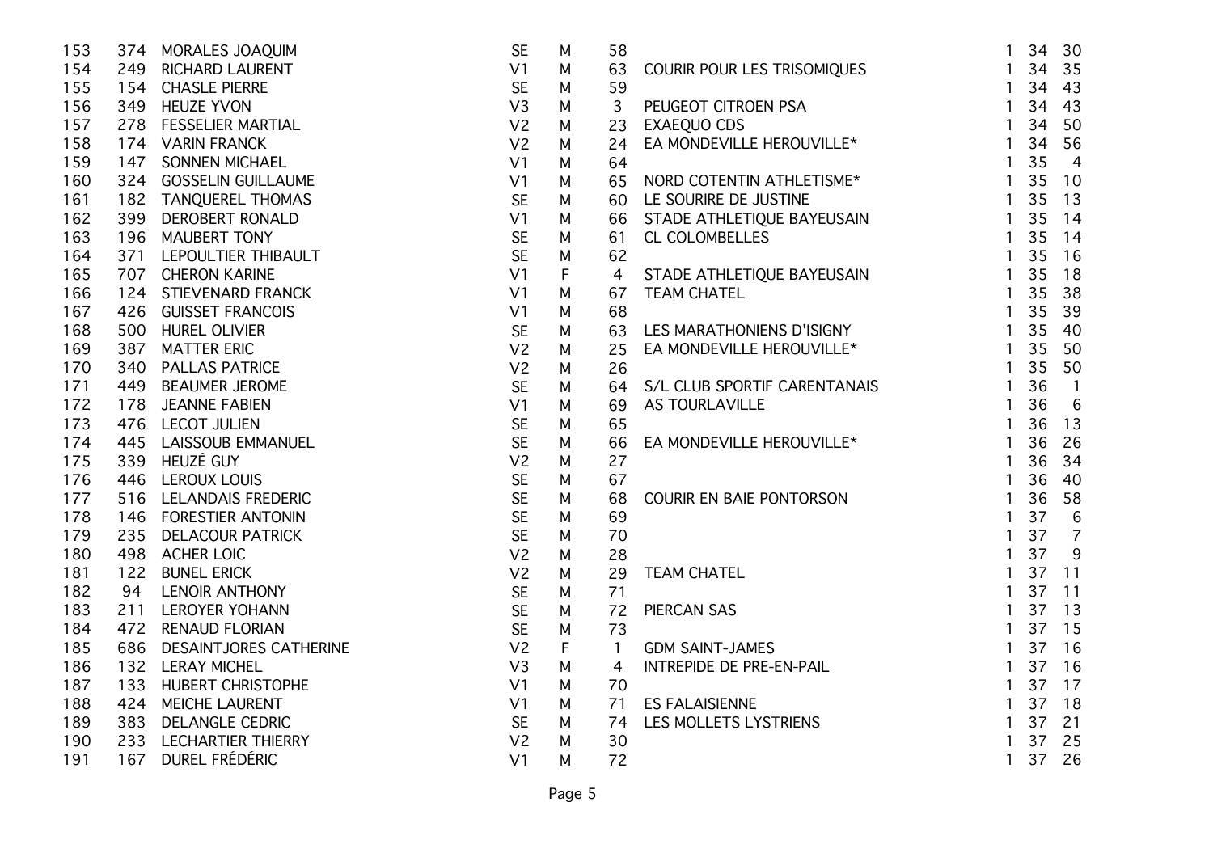| | | | | | | | | | |
|---|---|---|---|---|---|---|---|---|---|
| 153 | 374 | MORALES JOAQUIM | SE | M | 58 | | 1 | 34 | 30 |
| 154 | 249 | RICHARD LAURENT | V1 | M | 63 | COURIR POUR LES TRISOMIQUES | 1 | 34 | 35 |
| 155 | 154 | CHASLE PIERRE | SE | M | 59 | | 1 | 34 | 43 |
| 156 | 349 | HEUZE YVON | V3 | M | 3 | PEUGEOT CITROEN PSA | 1 | 34 | 43 |
| 157 | 278 | FESSELIER MARTIAL | V2 | M | 23 | EXAEQUO CDS | 1 | 34 | 50 |
| 158 | 174 | VARIN FRANCK | V2 | M | 24 | EA MONDEVILLE HEROUVILLE* | 1 | 34 | 56 |
| 159 | 147 | SONNEN MICHAEL | V1 | M | 64 | | 1 | 35 | 4 |
| 160 | 324 | GOSSELIN GUILLAUME | V1 | M | 65 | NORD COTENTIN ATHLETISME* | 1 | 35 | 10 |
| 161 | 182 | TANQUEREL THOMAS | SE | M | 60 | LE SOURIRE DE JUSTINE | 1 | 35 | 13 |
| 162 | 399 | DEROBERT RONALD | V1 | M | 66 | STADE ATHLETIQUE BAYEUSAIN | 1 | 35 | 14 |
| 163 | 196 | MAUBERT TONY | SE | M | 61 | CL COLOMBELLES | 1 | 35 | 14 |
| 164 | 371 | LEPOULTIER THIBAULT | SE | M | 62 | | 1 | 35 | 16 |
| 165 | 707 | CHERON KARINE | V1 | F | 4 | STADE ATHLETIQUE BAYEUSAIN | 1 | 35 | 18 |
| 166 | 124 | STIEVENARD FRANCK | V1 | M | 67 | TEAM CHATEL | 1 | 35 | 38 |
| 167 | 426 | GUISSET FRANCOIS | V1 | M | 68 | | 1 | 35 | 39 |
| 168 | 500 | HUREL OLIVIER | SE | M | 63 | LES MARATHONIENS D'ISIGNY | 1 | 35 | 40 |
| 169 | 387 | MATTER ERIC | V2 | M | 25 | EA MONDEVILLE HEROUVILLE* | 1 | 35 | 50 |
| 170 | 340 | PALLAS PATRICE | V2 | M | 26 | | 1 | 35 | 50 |
| 171 | 449 | BEAUMER JEROME | SE | M | 64 | S/L CLUB SPORTIF CARENTANAIS | 1 | 36 | 1 |
| 172 | 178 | JEANNE FABIEN | V1 | M | 69 | AS TOURLAVILLE | 1 | 36 | 6 |
| 173 | 476 | LECOT JULIEN | SE | M | 65 | | 1 | 36 | 13 |
| 174 | 445 | LAISSOUB EMMANUEL | SE | M | 66 | EA MONDEVILLE HEROUVILLE* | 1 | 36 | 26 |
| 175 | 339 | HEUZÉ GUY | V2 | M | 27 | | 1 | 36 | 34 |
| 176 | 446 | LEROUX LOUIS | SE | M | 67 | | 1 | 36 | 40 |
| 177 | 516 | LELANDAIS FREDERIC | SE | M | 68 | COURIR EN BAIE PONTORSON | 1 | 36 | 58 |
| 178 | 146 | FORESTIER ANTONIN | SE | M | 69 | | 1 | 37 | 6 |
| 179 | 235 | DELACOUR PATRICK | SE | M | 70 | | 1 | 37 | 7 |
| 180 | 498 | ACHER LOIC | V2 | M | 28 | | 1 | 37 | 9 |
| 181 | 122 | BUNEL ERICK | V2 | M | 29 | TEAM CHATEL | 1 | 37 | 11 |
| 182 | 94 | LENOIR ANTHONY | SE | M | 71 | | 1 | 37 | 11 |
| 183 | 211 | LEROYER YOHANN | SE | M | 72 | PIERCAN SAS | 1 | 37 | 13 |
| 184 | 472 | RENAUD FLORIAN | SE | M | 73 | | 1 | 37 | 15 |
| 185 | 686 | DESAINTJORES CATHERINE | V2 | F | 1 | GDM SAINT-JAMES | 1 | 37 | 16 |
| 186 | 132 | LERAY MICHEL | V3 | M | 4 | INTREPIDE DE PRE-EN-PAIL | 1 | 37 | 16 |
| 187 | 133 | HUBERT CHRISTOPHE | V1 | M | 70 | | 1 | 37 | 17 |
| 188 | 424 | MEICHE LAURENT | V1 | M | 71 | ES FALAISIENNE | 1 | 37 | 18 |
| 189 | 383 | DELANGLE CEDRIC | SE | M | 74 | LES MOLLETS LYSTRIENS | 1 | 37 | 21 |
| 190 | 233 | LECHARTIER THIERRY | V2 | M | 30 | | 1 | 37 | 25 |
| 191 | 167 | DUREL FRÉDÉRIC | V1 | M | 72 | | 1 | 37 | 26 |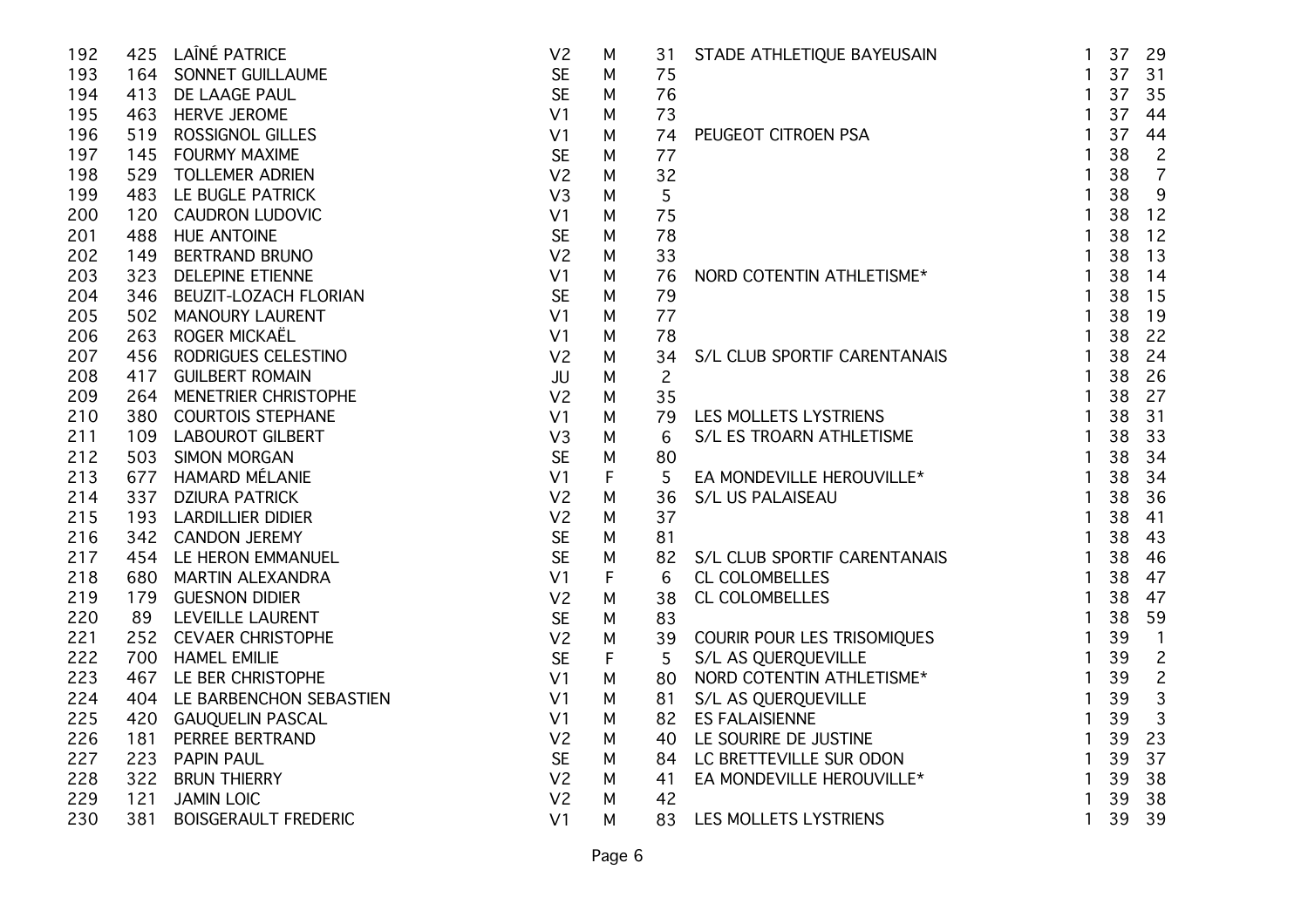| | | | | | | | | | |
|---|---|---|---|---|---|---|---|---|---|
| 192 | 425 | LAÎNÉ PATRICE | V2 | M | 31 | STADE ATHLETIQUE BAYEUSAIN | 1 | 37 | 29 |
| 193 | 164 | SONNET GUILLAUME | SE | M | 75 | | 1 | 37 | 31 |
| 194 | 413 | DE LAAGE PAUL | SE | M | 76 | | 1 | 37 | 35 |
| 195 | 463 | HERVE JEROME | V1 | M | 73 | | 1 | 37 | 44 |
| 196 | 519 | ROSSIGNOL GILLES | V1 | M | 74 | PEUGEOT CITROEN PSA | 1 | 37 | 44 |
| 197 | 145 | FOURMY MAXIME | SE | M | 77 | | 1 | 38 | 2 |
| 198 | 529 | TOLLEMER ADRIEN | V2 | M | 32 | | 1 | 38 | 7 |
| 199 | 483 | LE BUGLE PATRICK | V3 | M | 5 | | 1 | 38 | 9 |
| 200 | 120 | CAUDRON LUDOVIC | V1 | M | 75 | | 1 | 38 | 12 |
| 201 | 488 | HUE ANTOINE | SE | M | 78 | | 1 | 38 | 12 |
| 202 | 149 | BERTRAND BRUNO | V2 | M | 33 | | 1 | 38 | 13 |
| 203 | 323 | DELEPINE ETIENNE | V1 | M | 76 | NORD COTENTIN ATHLETISME* | 1 | 38 | 14 |
| 204 | 346 | BEUZIT-LOZACH FLORIAN | SE | M | 79 | | 1 | 38 | 15 |
| 205 | 502 | MANOURY LAURENT | V1 | M | 77 | | 1 | 38 | 19 |
| 206 | 263 | ROGER MICKAËL | V1 | M | 78 | | 1 | 38 | 22 |
| 207 | 456 | RODRIGUES CELESTINO | V2 | M | 34 | S/L CLUB SPORTIF CARENTANAIS | 1 | 38 | 24 |
| 208 | 417 | GUILBERT ROMAIN | JU | M | 2 | | 1 | 38 | 26 |
| 209 | 264 | MENETRIER CHRISTOPHE | V2 | M | 35 | | 1 | 38 | 27 |
| 210 | 380 | COURTOIS STEPHANE | V1 | M | 79 | LES MOLLETS LYSTRIENS | 1 | 38 | 31 |
| 211 | 109 | LABOUROT GILBERT | V3 | M | 6 | S/L ES TROARN ATHLETISME | 1 | 38 | 33 |
| 212 | 503 | SIMON MORGAN | SE | M | 80 | | 1 | 38 | 34 |
| 213 | 677 | HAMARD MÉLANIE | V1 | F | 5 | EA MONDEVILLE HEROUVILLE* | 1 | 38 | 34 |
| 214 | 337 | DZIURA PATRICK | V2 | M | 36 | S/L US PALAISEAU | 1 | 38 | 36 |
| 215 | 193 | LARDILLIER DIDIER | V2 | M | 37 | | 1 | 38 | 41 |
| 216 | 342 | CANDON JEREMY | SE | M | 81 | | 1 | 38 | 43 |
| 217 | 454 | LE HERON EMMANUEL | SE | M | 82 | S/L CLUB SPORTIF CARENTANAIS | 1 | 38 | 46 |
| 218 | 680 | MARTIN ALEXANDRA | V1 | F | 6 | CL COLOMBELLES | 1 | 38 | 47 |
| 219 | 179 | GUESNON DIDIER | V2 | M | 38 | CL COLOMBELLES | 1 | 38 | 47 |
| 220 | 89 | LEVEILLE LAURENT | SE | M | 83 | | 1 | 38 | 59 |
| 221 | 252 | CEVAER CHRISTOPHE | V2 | M | 39 | COURIR POUR LES TRISOMIQUES | 1 | 39 | 1 |
| 222 | 700 | HAMEL EMILIE | SE | F | 5 | S/L AS QUERQUEVILLE | 1 | 39 | 2 |
| 223 | 467 | LE BER CHRISTOPHE | V1 | M | 80 | NORD COTENTIN ATHLETISME* | 1 | 39 | 2 |
| 224 | 404 | LE BARBENCHON SEBASTIEN | V1 | M | 81 | S/L AS QUERQUEVILLE | 1 | 39 | 3 |
| 225 | 420 | GAUQUELIN PASCAL | V1 | M | 82 | ES FALAISIENNE | 1 | 39 | 3 |
| 226 | 181 | PERREE BERTRAND | V2 | M | 40 | LE SOURIRE DE JUSTINE | 1 | 39 | 23 |
| 227 | 223 | PAPIN PAUL | SE | M | 84 | LC BRETTEVILLE SUR ODON | 1 | 39 | 37 |
| 228 | 322 | BRUN THIERRY | V2 | M | 41 | EA MONDEVILLE HEROUVILLE* | 1 | 39 | 38 |
| 229 | 121 | JAMIN LOIC | V2 | M | 42 | | 1 | 39 | 38 |
| 230 | 381 | BOISGERAULT FREDERIC | V1 | M | 83 | LES MOLLETS LYSTRIENS | 1 | 39 | 39 |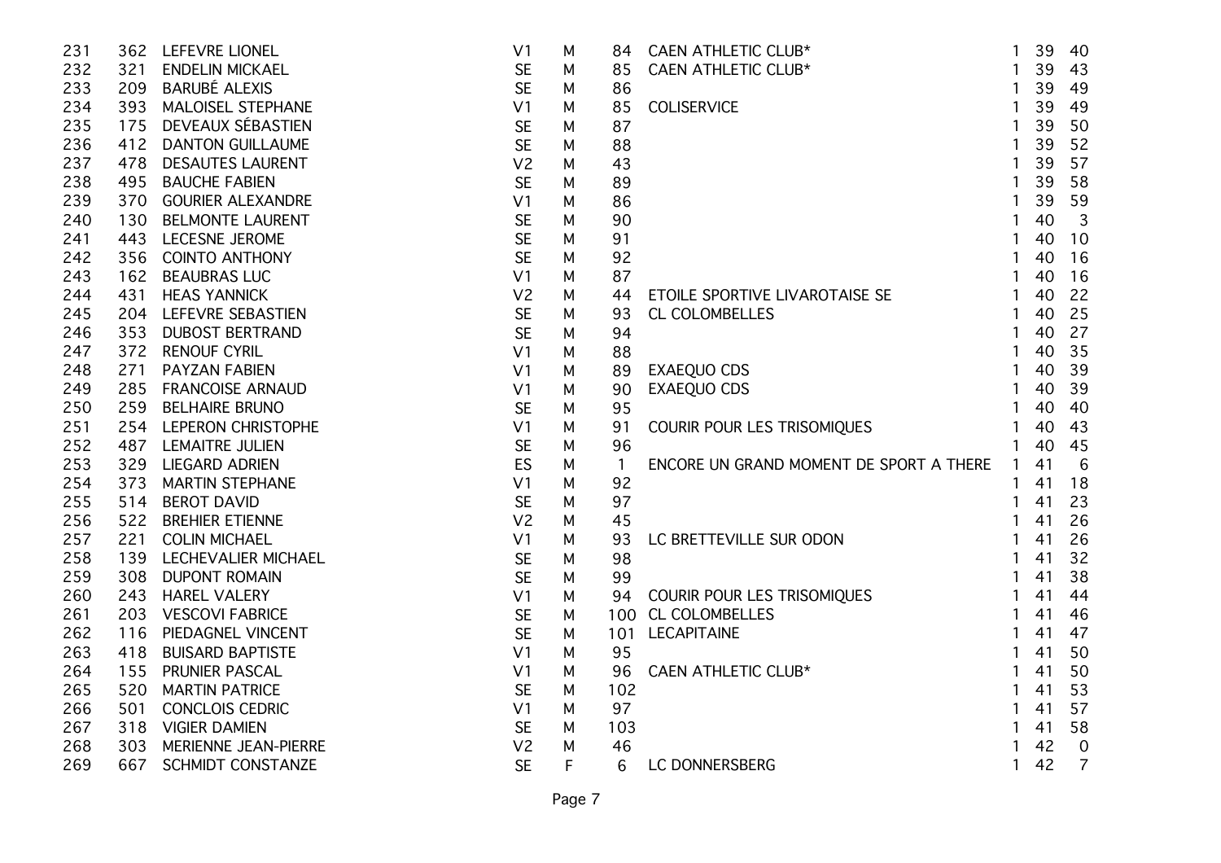| | | | | | | | | | |
|---|---|---|---|---|---|---|---|---|---|
| 231 | 362 | LEFEVRE LIONEL | V1 | M | 84 | CAEN ATHLETIC CLUB* | 1 | 39 | 40 |
| 232 | 321 | ENDELIN MICKAEL | SE | M | 85 | CAEN ATHLETIC CLUB* | 1 | 39 | 43 |
| 233 | 209 | BARUBÉ ALEXIS | SE | M | 86 | | 1 | 39 | 49 |
| 234 | 393 | MALOISEL STEPHANE | V1 | M | 85 | COLISERVICE | 1 | 39 | 49 |
| 235 | 175 | DEVEAUX SÉBASTIEN | SE | M | 87 | | 1 | 39 | 50 |
| 236 | 412 | DANTON GUILLAUME | SE | M | 88 | | 1 | 39 | 52 |
| 237 | 478 | DESAUTES LAURENT | V2 | M | 43 | | 1 | 39 | 57 |
| 238 | 495 | BAUCHE FABIEN | SE | M | 89 | | 1 | 39 | 58 |
| 239 | 370 | GOURIER ALEXANDRE | V1 | M | 86 | | 1 | 39 | 59 |
| 240 | 130 | BELMONTE LAURENT | SE | M | 90 | | 1 | 40 | 3 |
| 241 | 443 | LECESNE JEROME | SE | M | 91 | | 1 | 40 | 10 |
| 242 | 356 | COINTO ANTHONY | SE | M | 92 | | 1 | 40 | 16 |
| 243 | 162 | BEAUBRAS LUC | V1 | M | 87 | | 1 | 40 | 16 |
| 244 | 431 | HEAS YANNICK | V2 | M | 44 | ETOILE SPORTIVE LIVAROTAISE SE | 1 | 40 | 22 |
| 245 | 204 | LEFEVRE SEBASTIEN | SE | M | 93 | CL COLOMBELLES | 1 | 40 | 25 |
| 246 | 353 | DUBOST BERTRAND | SE | M | 94 | | 1 | 40 | 27 |
| 247 | 372 | RENOUF CYRIL | V1 | M | 88 | | 1 | 40 | 35 |
| 248 | 271 | PAYZAN FABIEN | V1 | M | 89 | EXAEQUO CDS | 1 | 40 | 39 |
| 249 | 285 | FRANCOISE ARNAUD | V1 | M | 90 | EXAEQUO CDS | 1 | 40 | 39 |
| 250 | 259 | BELHAIRE BRUNO | SE | M | 95 | | 1 | 40 | 40 |
| 251 | 254 | LEPERON CHRISTOPHE | V1 | M | 91 | COURIR POUR LES TRISOMIQUES | 1 | 40 | 43 |
| 252 | 487 | LEMAITRE JULIEN | SE | M | 96 | | 1 | 40 | 45 |
| 253 | 329 | LIEGARD ADRIEN | ES | M | 1 | ENCORE UN GRAND MOMENT DE SPORT A THERE | 1 | 41 | 6 |
| 254 | 373 | MARTIN STEPHANE | V1 | M | 92 | | 1 | 41 | 18 |
| 255 | 514 | BEROT DAVID | SE | M | 97 | | 1 | 41 | 23 |
| 256 | 522 | BREHIER ETIENNE | V2 | M | 45 | | 1 | 41 | 26 |
| 257 | 221 | COLIN MICHAEL | V1 | M | 93 | LC BRETTEVILLE SUR ODON | 1 | 41 | 26 |
| 258 | 139 | LECHEVALIER MICHAEL | SE | M | 98 | | 1 | 41 | 32 |
| 259 | 308 | DUPONT ROMAIN | SE | M | 99 | | 1 | 41 | 38 |
| 260 | 243 | HAREL VALERY | V1 | M | 94 | COURIR POUR LES TRISOMIQUES | 1 | 41 | 44 |
| 261 | 203 | VESCOVI FABRICE | SE | M | 100 | CL COLOMBELLES | 1 | 41 | 46 |
| 262 | 116 | PIEDAGNEL VINCENT | SE | M | 101 | LECAPITAINE | 1 | 41 | 47 |
| 263 | 418 | BUISARD BAPTISTE | V1 | M | 95 | | 1 | 41 | 50 |
| 264 | 155 | PRUNIER PASCAL | V1 | M | 96 | CAEN ATHLETIC CLUB* | 1 | 41 | 50 |
| 265 | 520 | MARTIN PATRICE | SE | M | 102 | | 1 | 41 | 53 |
| 266 | 501 | CONCLOIS CEDRIC | V1 | M | 97 | | 1 | 41 | 57 |
| 267 | 318 | VIGIER DAMIEN | SE | M | 103 | | 1 | 41 | 58 |
| 268 | 303 | MERIENNE JEAN-PIERRE | V2 | M | 46 | | 1 | 42 | 0 |
| 269 | 667 | SCHMIDT CONSTANZE | SE | F | 6 | LC DONNERSBERG | 1 | 42 | 7 |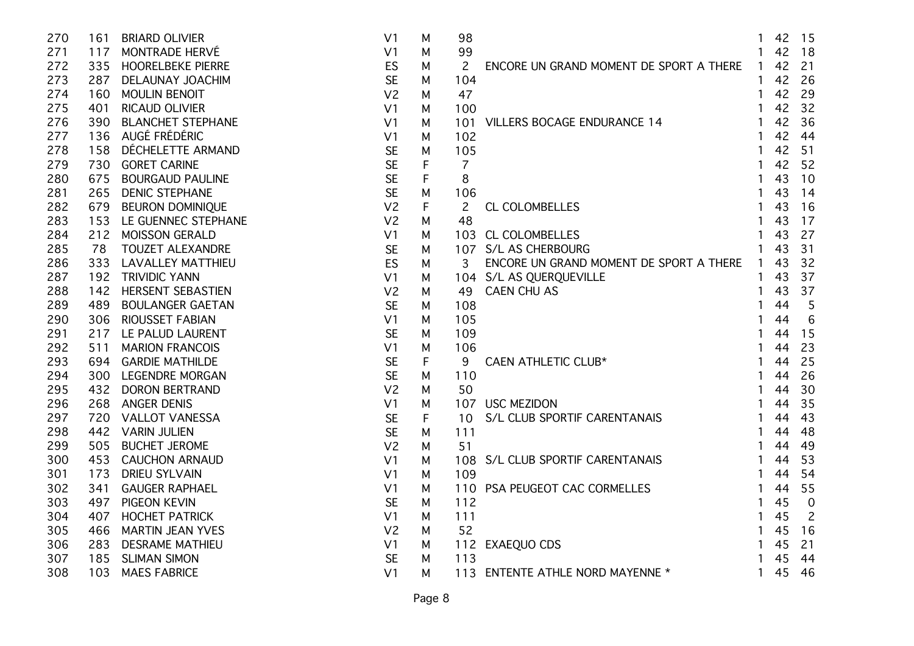| | | | | | | | | | |
|---|---|---|---|---|---|---|---|---|---|
| 270 | 161 | BRIARD OLIVIER | V1 | M | 98 | | 1 | 42 | 15 |
| 271 | 117 | MONTRADE HERVÉ | V1 | M | 99 | | 1 | 42 | 18 |
| 272 | 335 | HOORELBEKE PIERRE | ES | M | 2 | ENCORE UN GRAND MOMENT DE SPORT A THERE | 1 | 42 | 21 |
| 273 | 287 | DELAUNAY JOACHIM | SE | M | 104 | | 1 | 42 | 26 |
| 274 | 160 | MOULIN BENOIT | V2 | M | 47 | | 1 | 42 | 29 |
| 275 | 401 | RICAUD OLIVIER | V1 | M | 100 | | 1 | 42 | 32 |
| 276 | 390 | BLANCHET STEPHANE | V1 | M | 101 | VILLERS BOCAGE ENDURANCE 14 | 1 | 42 | 36 |
| 277 | 136 | AUGÉ FRÉDÉRIC | V1 | M | 102 | | 1 | 42 | 44 |
| 278 | 158 | DÉCHELETTE ARMAND | SE | M | 105 | | 1 | 42 | 51 |
| 279 | 730 | GORET CARINE | SE | F | 7 | | 1 | 42 | 52 |
| 280 | 675 | BOURGAUD PAULINE | SE | F | 8 | | 1 | 43 | 10 |
| 281 | 265 | DENIC STEPHANE | SE | M | 106 | | 1 | 43 | 14 |
| 282 | 679 | BEURON DOMINIQUE | V2 | F | 2 | CL COLOMBELLES | 1 | 43 | 16 |
| 283 | 153 | LE GUENNEC STEPHANE | V2 | M | 48 | | 1 | 43 | 17 |
| 284 | 212 | MOISSON GERALD | V1 | M | 103 | CL COLOMBELLES | 1 | 43 | 27 |
| 285 | 78 | TOUZET ALEXANDRE | SE | M | 107 | S/L AS CHERBOURG | 1 | 43 | 31 |
| 286 | 333 | LAVALLEY MATTHIEU | ES | M | 3 | ENCORE UN GRAND MOMENT DE SPORT A THERE | 1 | 43 | 32 |
| 287 | 192 | TRIVIDIC YANN | V1 | M | 104 | S/L AS QUERQUEVILLE | 1 | 43 | 37 |
| 288 | 142 | HERSENT SEBASTIEN | V2 | M | 49 | CAEN CHU AS | 1 | 43 | 37 |
| 289 | 489 | BOULANGER GAETAN | SE | M | 108 | | 1 | 44 | 5 |
| 290 | 306 | RIOUSSET FABIAN | V1 | M | 105 | | 1 | 44 | 6 |
| 291 | 217 | LE PALUD LAURENT | SE | M | 109 | | 1 | 44 | 15 |
| 292 | 511 | MARION FRANCOIS | V1 | M | 106 | | 1 | 44 | 23 |
| 293 | 694 | GARDIE MATHILDE | SE | F | 9 | CAEN ATHLETIC CLUB* | 1 | 44 | 25 |
| 294 | 300 | LEGENDRE MORGAN | SE | M | 110 | | 1 | 44 | 26 |
| 295 | 432 | DORON BERTRAND | V2 | M | 50 | | 1 | 44 | 30 |
| 296 | 268 | ANGER DENIS | V1 | M | 107 | USC MEZIDON | 1 | 44 | 35 |
| 297 | 720 | VALLOT VANESSA | SE | F | 10 | S/L CLUB SPORTIF CARENTANAIS | 1 | 44 | 43 |
| 298 | 442 | VARIN JULIEN | SE | M | 111 | | 1 | 44 | 48 |
| 299 | 505 | BUCHET JEROME | V2 | M | 51 | | 1 | 44 | 49 |
| 300 | 453 | CAUCHON ARNAUD | V1 | M | 108 | S/L CLUB SPORTIF CARENTANAIS | 1 | 44 | 53 |
| 301 | 173 | DRIEU SYLVAIN | V1 | M | 109 | | 1 | 44 | 54 |
| 302 | 341 | GAUGER RAPHAEL | V1 | M | 110 | PSA PEUGEOT CAC CORMELLES | 1 | 44 | 55 |
| 303 | 497 | PIGEON KEVIN | SE | M | 112 | | 1 | 45 | 0 |
| 304 | 407 | HOCHET PATRICK | V1 | M | 111 | | 1 | 45 | 2 |
| 305 | 466 | MARTIN JEAN YVES | V2 | M | 52 | | 1 | 45 | 16 |
| 306 | 283 | DESRAME MATHIEU | V1 | M | 112 | EXAEQUO CDS | 1 | 45 | 21 |
| 307 | 185 | SLIMAN SIMON | SE | M | 113 | | 1 | 45 | 44 |
| 308 | 103 | MAES FABRICE | V1 | M | 113 | ENTENTE ATHLE NORD MAYENNE * | 1 | 45 | 46 |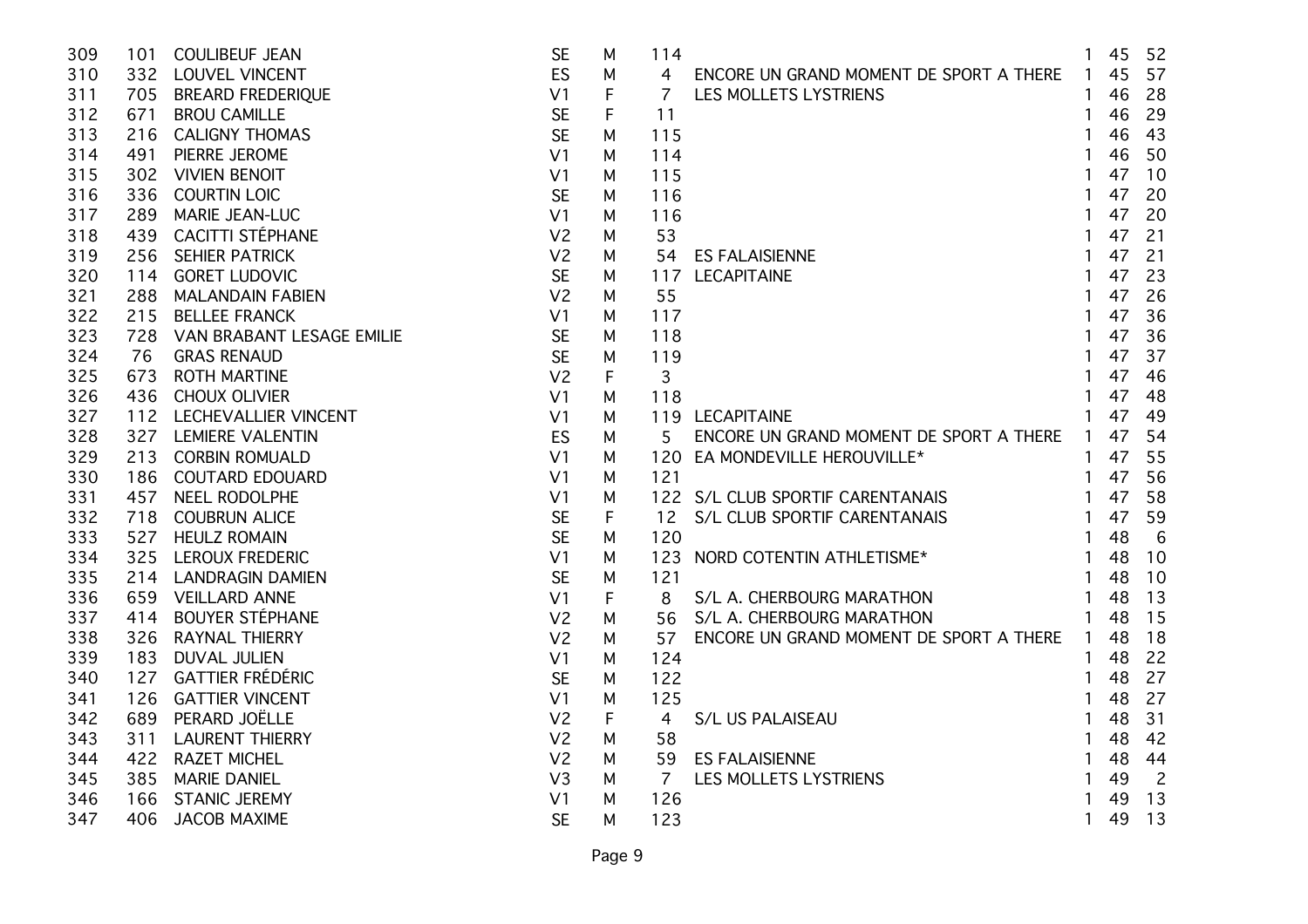| | | | | | | | | | |
|---|---|---|---|---|---|---|---|---|---|
| 309 | 101 | COULIBEUF JEAN | SE | M | 114 | | 1 | 45 | 52 |
| 310 | 332 | LOUVEL VINCENT | ES | M | 4 | ENCORE UN GRAND MOMENT DE SPORT A THERE | 1 | 45 | 57 |
| 311 | 705 | BREARD FREDERIQUE | V1 | F | 7 | LES MOLLETS LYSTRIENS | 1 | 46 | 28 |
| 312 | 671 | BROU CAMILLE | SE | F | 11 | | 1 | 46 | 29 |
| 313 | 216 | CALIGNY THOMAS | SE | M | 115 | | 1 | 46 | 43 |
| 314 | 491 | PIERRE JEROME | V1 | M | 114 | | 1 | 46 | 50 |
| 315 | 302 | VIVIEN BENOIT | V1 | M | 115 | | 1 | 47 | 10 |
| 316 | 336 | COURTIN LOIC | SE | M | 116 | | 1 | 47 | 20 |
| 317 | 289 | MARIE JEAN-LUC | V1 | M | 116 | | 1 | 47 | 20 |
| 318 | 439 | CACITTI STÉPHANE | V2 | M | 53 | | 1 | 47 | 21 |
| 319 | 256 | SEHIER PATRICK | V2 | M | 54 | ES FALAISIENNE | 1 | 47 | 21 |
| 320 | 114 | GORET LUDOVIC | SE | M | 117 | LECAPITAINE | 1 | 47 | 23 |
| 321 | 288 | MALANDAIN FABIEN | V2 | M | 55 | | 1 | 47 | 26 |
| 322 | 215 | BELLEE FRANCK | V1 | M | 117 | | 1 | 47 | 36 |
| 323 | 728 | VAN BRABANT LESAGE EMILIE | SE | M | 118 | | 1 | 47 | 36 |
| 324 | 76 | GRAS RENAUD | SE | M | 119 | | 1 | 47 | 37 |
| 325 | 673 | ROTH MARTINE | V2 | F | 3 | | 1 | 47 | 46 |
| 326 | 436 | CHOUX OLIVIER | V1 | M | 118 | | 1 | 47 | 48 |
| 327 | 112 | LECHEVALLIER VINCENT | V1 | M | 119 | LECAPITAINE | 1 | 47 | 49 |
| 328 | 327 | LEMIERE VALENTIN | ES | M | 5 | ENCORE UN GRAND MOMENT DE SPORT A THERE | 1 | 47 | 54 |
| 329 | 213 | CORBIN ROMUALD | V1 | M | 120 | EA MONDEVILLE HEROUVILLE* | 1 | 47 | 55 |
| 330 | 186 | COUTARD EDOUARD | V1 | M | 121 | | 1 | 47 | 56 |
| 331 | 457 | NEEL RODOLPHE | V1 | M | 122 | S/L CLUB SPORTIF CARENTANAIS | 1 | 47 | 58 |
| 332 | 718 | COUBRUN ALICE | SE | F | 12 | S/L CLUB SPORTIF CARENTANAIS | 1 | 47 | 59 |
| 333 | 527 | HEULZ ROMAIN | SE | M | 120 | | 1 | 48 | 6 |
| 334 | 325 | LEROUX FREDERIC | V1 | M | 123 | NORD COTENTIN ATHLETISME* | 1 | 48 | 10 |
| 335 | 214 | LANDRAGIN DAMIEN | SE | M | 121 | | 1 | 48 | 10 |
| 336 | 659 | VEILLARD ANNE | V1 | F | 8 | S/L A. CHERBOURG MARATHON | 1 | 48 | 13 |
| 337 | 414 | BOUYER STÉPHANE | V2 | M | 56 | S/L A. CHERBOURG MARATHON | 1 | 48 | 15 |
| 338 | 326 | RAYNAL THIERRY | V2 | M | 57 | ENCORE UN GRAND MOMENT DE SPORT A THERE | 1 | 48 | 18 |
| 339 | 183 | DUVAL JULIEN | V1 | M | 124 | | 1 | 48 | 22 |
| 340 | 127 | GATTIER FRÉDÉRIC | SE | M | 122 | | 1 | 48 | 27 |
| 341 | 126 | GATTIER VINCENT | V1 | M | 125 | | 1 | 48 | 27 |
| 342 | 689 | PERARD JOËLLE | V2 | F | 4 | S/L US PALAISEAU | 1 | 48 | 31 |
| 343 | 311 | LAURENT THIERRY | V2 | M | 58 | | 1 | 48 | 42 |
| 344 | 422 | RAZET MICHEL | V2 | M | 59 | ES FALAISIENNE | 1 | 48 | 44 |
| 345 | 385 | MARIE DANIEL | V3 | M | 7 | LES MOLLETS LYSTRIENS | 1 | 49 | 2 |
| 346 | 166 | STANIC JEREMY | V1 | M | 126 | | 1 | 49 | 13 |
| 347 | 406 | JACOB MAXIME | SE | M | 123 | | 1 | 49 | 13 |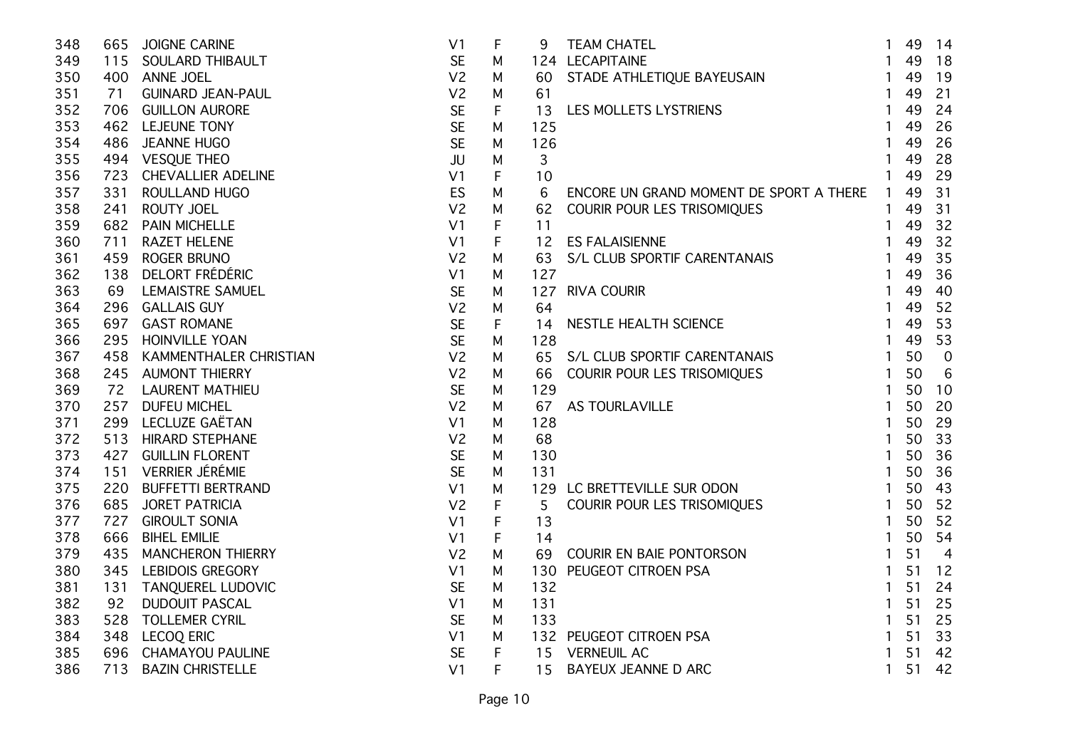| | | | | | | | | | |
|---|---|---|---|---|---|---|---|---|---|
| 348 | 665 | JOIGNE CARINE | V1 | F | 9 | TEAM CHATEL | 1 | 49 | 14 |
| 349 | 115 | SOULARD THIBAULT | SE | M | 124 | LECAPITAINE | 1 | 49 | 18 |
| 350 | 400 | ANNE JOEL | V2 | M | 60 | STADE ATHLETIQUE BAYEUSAIN | 1 | 49 | 19 |
| 351 | 71 | GUINARD JEAN-PAUL | V2 | M | 61 | | 1 | 49 | 21 |
| 352 | 706 | GUILLON AURORE | SE | F | 13 | LES MOLLETS LYSTRIENS | 1 | 49 | 24 |
| 353 | 462 | LEJEUNE TONY | SE | M | 125 | | 1 | 49 | 26 |
| 354 | 486 | JEANNE HUGO | SE | M | 126 | | 1 | 49 | 26 |
| 355 | 494 | VESQUE THEO | JU | M | 3 | | 1 | 49 | 28 |
| 356 | 723 | CHEVALLIER ADELINE | V1 | F | 10 | | 1 | 49 | 29 |
| 357 | 331 | ROULLAND HUGO | ES | M | 6 | ENCORE UN GRAND MOMENT DE SPORT A THERE | 1 | 49 | 31 |
| 358 | 241 | ROUTY JOEL | V2 | M | 62 | COURIR POUR LES TRISOMIQUES | 1 | 49 | 31 |
| 359 | 682 | PAIN MICHELLE | V1 | F | 11 | | 1 | 49 | 32 |
| 360 | 711 | RAZET HELENE | V1 | F | 12 | ES FALAISIENNE | 1 | 49 | 32 |
| 361 | 459 | ROGER BRUNO | V2 | M | 63 | S/L CLUB SPORTIF CARENTANAIS | 1 | 49 | 35 |
| 362 | 138 | DELORT FRÉDÉRIC | V1 | M | 127 | | 1 | 49 | 36 |
| 363 | 69 | LEMAISTRE SAMUEL | SE | M | 127 | RIVA COURIR | 1 | 49 | 40 |
| 364 | 296 | GALLAIS GUY | V2 | M | 64 | | 1 | 49 | 52 |
| 365 | 697 | GAST ROMANE | SE | F | 14 | NESTLE HEALTH SCIENCE | 1 | 49 | 53 |
| 366 | 295 | HOINVILLE YOAN | SE | M | 128 | | 1 | 49 | 53 |
| 367 | 458 | KAMMENTHALER CHRISTIAN | V2 | M | 65 | S/L CLUB SPORTIF CARENTANAIS | 1 | 50 | 0 |
| 368 | 245 | AUMONT THIERRY | V2 | M | 66 | COURIR POUR LES TRISOMIQUES | 1 | 50 | 6 |
| 369 | 72 | LAURENT MATHIEU | SE | M | 129 | | 1 | 50 | 10 |
| 370 | 257 | DUFEU MICHEL | V2 | M | 67 | AS TOURLAVILLE | 1 | 50 | 20 |
| 371 | 299 | LECLUZE GAËTAN | V1 | M | 128 | | 1 | 50 | 29 |
| 372 | 513 | HIRARD STEPHANE | V2 | M | 68 | | 1 | 50 | 33 |
| 373 | 427 | GUILLIN FLORENT | SE | M | 130 | | 1 | 50 | 36 |
| 374 | 151 | VERRIER JÉRÉMIE | SE | M | 131 | | 1 | 50 | 36 |
| 375 | 220 | BUFFETTI BERTRAND | V1 | M | 129 | LC BRETTEVILLE SUR ODON | 1 | 50 | 43 |
| 376 | 685 | JORET PATRICIA | V2 | F | 5 | COURIR POUR LES TRISOMIQUES | 1 | 50 | 52 |
| 377 | 727 | GIROULT SONIA | V1 | F | 13 | | 1 | 50 | 52 |
| 378 | 666 | BIHEL EMILIE | V1 | F | 14 | | 1 | 50 | 54 |
| 379 | 435 | MANCHERON THIERRY | V2 | M | 69 | COURIR EN BAIE PONTORSON | 1 | 51 | 4 |
| 380 | 345 | LEBIDOIS GREGORY | V1 | M | 130 | PEUGEOT CITROEN PSA | 1 | 51 | 12 |
| 381 | 131 | TANQUEREL LUDOVIC | SE | M | 132 | | 1 | 51 | 24 |
| 382 | 92 | DUDOUIT PASCAL | V1 | M | 131 | | 1 | 51 | 25 |
| 383 | 528 | TOLLEMER CYRIL | SE | M | 133 | | 1 | 51 | 25 |
| 384 | 348 | LECOQ ERIC | V1 | M | 132 | PEUGEOT CITROEN PSA | 1 | 51 | 33 |
| 385 | 696 | CHAMAYOU PAULINE | SE | F | 15 | VERNEUIL AC | 1 | 51 | 42 |
| 386 | 713 | BAZIN CHRISTELLE | V1 | F | 15 | BAYEUX JEANNE D ARC | 1 | 51 | 42 |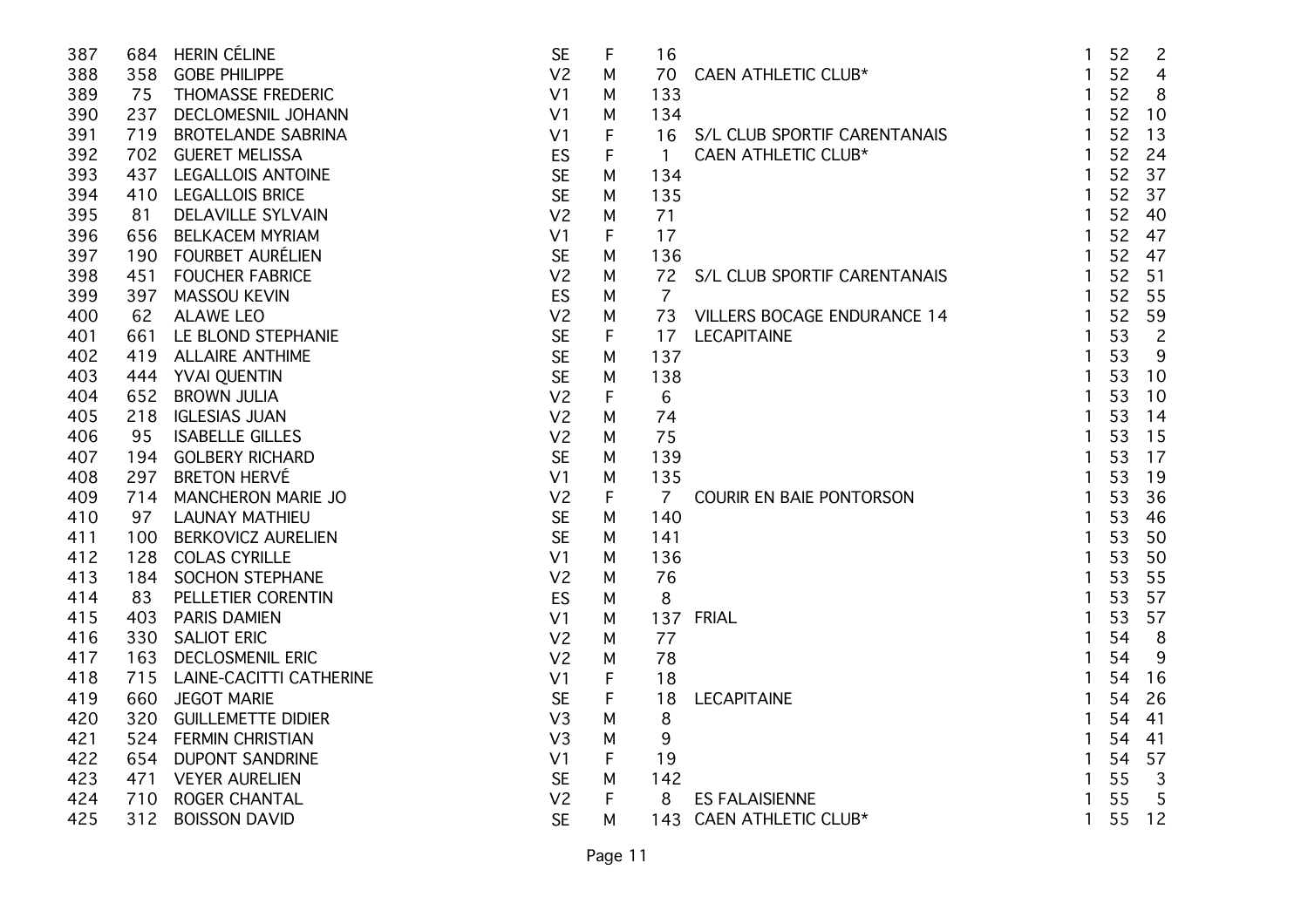| | | | | | | | | | |
|---|---|---|---|---|---|---|---|---|---|
| 387 | 684 | HERIN CÉLINE | SE | F | 16 | | 1 | 52 | 2 |
| 388 | 358 | GOBE PHILIPPE | V2 | M | 70 | CAEN ATHLETIC CLUB* | 1 | 52 | 4 |
| 389 | 75 | THOMASSE FREDERIC | V1 | M | 133 | | 1 | 52 | 8 |
| 390 | 237 | DECLOMESNIL JOHANN | V1 | M | 134 | | 1 | 52 | 10 |
| 391 | 719 | BROTELANDE SABRINA | V1 | F | 16 | S/L CLUB SPORTIF CARENTANAIS | 1 | 52 | 13 |
| 392 | 702 | GUERET MELISSA | ES | F | 1 | CAEN ATHLETIC CLUB* | 1 | 52 | 24 |
| 393 | 437 | LEGALLOIS ANTOINE | SE | M | 134 | | 1 | 52 | 37 |
| 394 | 410 | LEGALLOIS BRICE | SE | M | 135 | | 1 | 52 | 37 |
| 395 | 81 | DELAVILLE SYLVAIN | V2 | M | 71 | | 1 | 52 | 40 |
| 396 | 656 | BELKACEM MYRIAM | V1 | F | 17 | | 1 | 52 | 47 |
| 397 | 190 | FOURBET AURÉLIEN | SE | M | 136 | | 1 | 52 | 47 |
| 398 | 451 | FOUCHER FABRICE | V2 | M | 72 | S/L CLUB SPORTIF CARENTANAIS | 1 | 52 | 51 |
| 399 | 397 | MASSOU KEVIN | ES | M | 7 | | 1 | 52 | 55 |
| 400 | 62 | ALAWE LEO | V2 | M | 73 | VILLERS BOCAGE ENDURANCE 14 | 1 | 52 | 59 |
| 401 | 661 | LE BLOND STEPHANIE | SE | F | 17 | LECAPITAINE | 1 | 53 | 2 |
| 402 | 419 | ALLAIRE ANTHIME | SE | M | 137 | | 1 | 53 | 9 |
| 403 | 444 | YVAI QUENTIN | SE | M | 138 | | 1 | 53 | 10 |
| 404 | 652 | BROWN JULIA | V2 | F | 6 | | 1 | 53 | 10 |
| 405 | 218 | IGLESIAS JUAN | V2 | M | 74 | | 1 | 53 | 14 |
| 406 | 95 | ISABELLE GILLES | V2 | M | 75 | | 1 | 53 | 15 |
| 407 | 194 | GOLBERY RICHARD | SE | M | 139 | | 1 | 53 | 17 |
| 408 | 297 | BRETON HERVÉ | V1 | M | 135 | | 1 | 53 | 19 |
| 409 | 714 | MANCHERON MARIE JO | V2 | F | 7 | COURIR EN BAIE PONTORSON | 1 | 53 | 36 |
| 410 | 97 | LAUNAY MATHIEU | SE | M | 140 | | 1 | 53 | 46 |
| 411 | 100 | BERKOVICZ AURELIEN | SE | M | 141 | | 1 | 53 | 50 |
| 412 | 128 | COLAS CYRILLE | V1 | M | 136 | | 1 | 53 | 50 |
| 413 | 184 | SOCHON STEPHANE | V2 | M | 76 | | 1 | 53 | 55 |
| 414 | 83 | PELLETIER CORENTIN | ES | M | 8 | | 1 | 53 | 57 |
| 415 | 403 | PARIS DAMIEN | V1 | M | 137 | FRIAL | 1 | 53 | 57 |
| 416 | 330 | SALIOT ERIC | V2 | M | 77 | | 1 | 54 | 8 |
| 417 | 163 | DECLOSMENIL ERIC | V2 | M | 78 | | 1 | 54 | 9 |
| 418 | 715 | LAINE-CACITTI CATHERINE | V1 | F | 18 | | 1 | 54 | 16 |
| 419 | 660 | JEGOT MARIE | SE | F | 18 | LECAPITAINE | 1 | 54 | 26 |
| 420 | 320 | GUILLEMETTE DIDIER | V3 | M | 8 | | 1 | 54 | 41 |
| 421 | 524 | FERMIN CHRISTIAN | V3 | M | 9 | | 1 | 54 | 41 |
| 422 | 654 | DUPONT SANDRINE | V1 | F | 19 | | 1 | 54 | 57 |
| 423 | 471 | VEYER AURELIEN | SE | M | 142 | | 1 | 55 | 3 |
| 424 | 710 | ROGER CHANTAL | V2 | F | 8 | ES FALAISIENNE | 1 | 55 | 5 |
| 425 | 312 | BOISSON DAVID | SE | M | 143 | CAEN ATHLETIC CLUB* | 1 | 55 | 12 |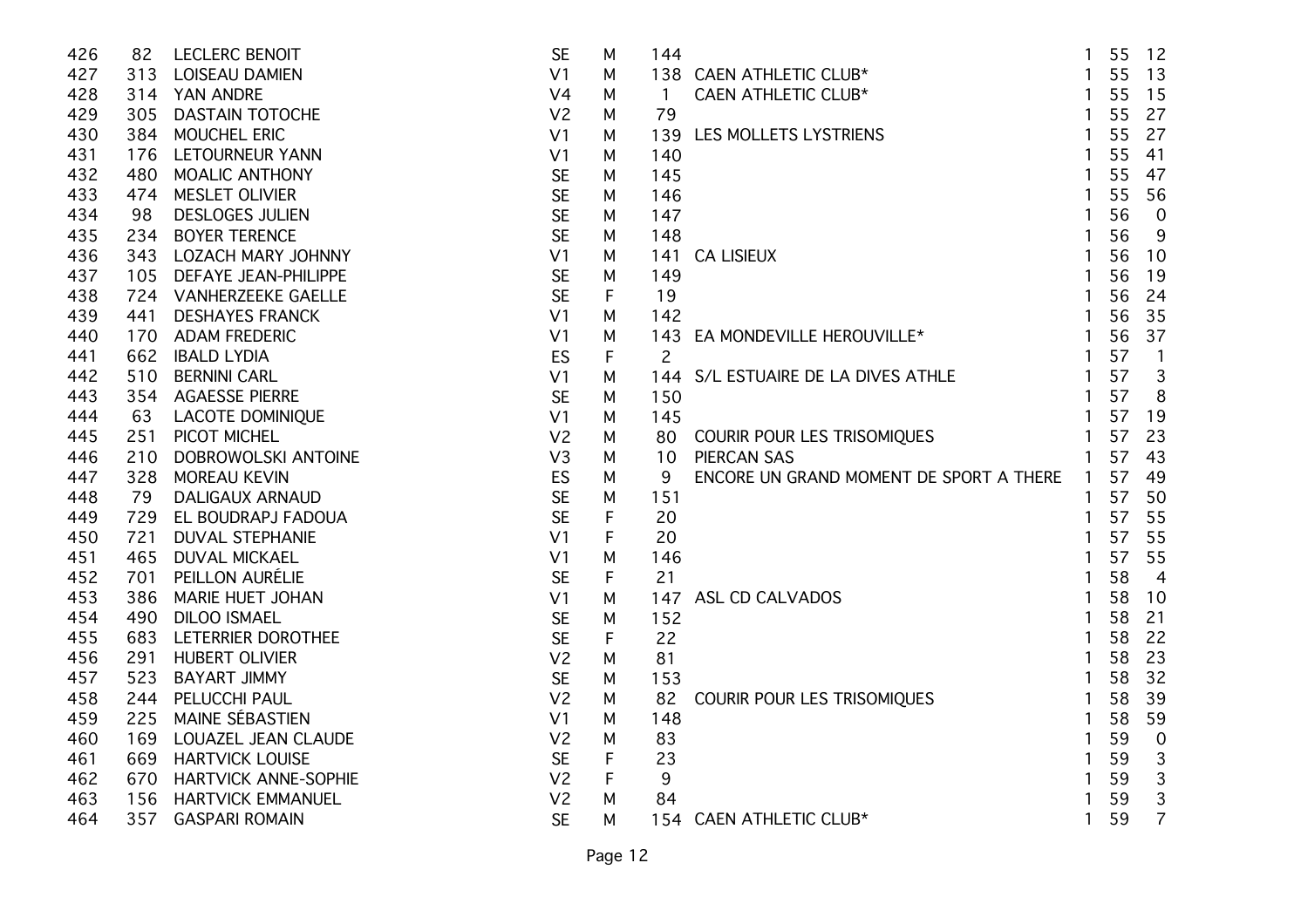| | | | | | | | | | |
|---|---|---|---|---|---|---|---|---|---|
| 426 | 82 | LECLERC BENOIT | SE | M | 144 | | 1 | 55 | 12 |
| 427 | 313 | LOISEAU DAMIEN | V1 | M | 138 | CAEN ATHLETIC CLUB* | 1 | 55 | 13 |
| 428 | 314 | YAN ANDRE | V4 | M | 1 | CAEN ATHLETIC CLUB* | 1 | 55 | 15 |
| 429 | 305 | DASTAIN TOTOCHE | V2 | M | 79 | | 1 | 55 | 27 |
| 430 | 384 | MOUCHEL ERIC | V1 | M | 139 | LES MOLLETS LYSTRIENS | 1 | 55 | 27 |
| 431 | 176 | LETOURNEUR YANN | V1 | M | 140 | | 1 | 55 | 41 |
| 432 | 480 | MOALIC ANTHONY | SE | M | 145 | | 1 | 55 | 47 |
| 433 | 474 | MESLET OLIVIER | SE | M | 146 | | 1 | 55 | 56 |
| 434 | 98 | DESLOGES JULIEN | SE | M | 147 | | 1 | 56 | 0 |
| 435 | 234 | BOYER TERENCE | SE | M | 148 | | 1 | 56 | 9 |
| 436 | 343 | LOZACH MARY JOHNNY | V1 | M | 141 | CA LISIEUX | 1 | 56 | 10 |
| 437 | 105 | DEFAYE JEAN-PHILIPPE | SE | M | 149 | | 1 | 56 | 19 |
| 438 | 724 | VANHERZEEKE GAELLE | SE | F | 19 | | 1 | 56 | 24 |
| 439 | 441 | DESHAYES FRANCK | V1 | M | 142 | | 1 | 56 | 35 |
| 440 | 170 | ADAM FREDERIC | V1 | M | 143 | EA MONDEVILLE HEROUVILLE* | 1 | 56 | 37 |
| 441 | 662 | IBALD LYDIA | ES | F | 2 | | 1 | 57 | 1 |
| 442 | 510 | BERNINI CARL | V1 | M | 144 | S/L ESTUAIRE DE LA DIVES ATHLE | 1 | 57 | 3 |
| 443 | 354 | AGAESSE PIERRE | SE | M | 150 | | 1 | 57 | 8 |
| 444 | 63 | LACOTE DOMINIQUE | V1 | M | 145 | | 1 | 57 | 19 |
| 445 | 251 | PICOT MICHEL | V2 | M | 80 | COURIR POUR LES TRISOMIQUES | 1 | 57 | 23 |
| 446 | 210 | DOBROWOLSKI ANTOINE | V3 | M | 10 | PIERCAN SAS | 1 | 57 | 43 |
| 447 | 328 | MOREAU KEVIN | ES | M | 9 | ENCORE UN GRAND MOMENT DE SPORT A THERE | 1 | 57 | 49 |
| 448 | 79 | DALIGAUX ARNAUD | SE | M | 151 | | 1 | 57 | 50 |
| 449 | 729 | EL BOUDRAPJ FADOUA | SE | F | 20 | | 1 | 57 | 55 |
| 450 | 721 | DUVAL STEPHANIE | V1 | F | 20 | | 1 | 57 | 55 |
| 451 | 465 | DUVAL MICKAEL | V1 | M | 146 | | 1 | 57 | 55 |
| 452 | 701 | PEILLON AURÉLIE | SE | F | 21 | | 1 | 58 | 4 |
| 453 | 386 | MARIE HUET JOHAN | V1 | M | 147 | ASL CD CALVADOS | 1 | 58 | 10 |
| 454 | 490 | DILOO ISMAEL | SE | M | 152 | | 1 | 58 | 21 |
| 455 | 683 | LETERRIER DOROTHEE | SE | F | 22 | | 1 | 58 | 22 |
| 456 | 291 | HUBERT OLIVIER | V2 | M | 81 | | 1 | 58 | 23 |
| 457 | 523 | BAYART JIMMY | SE | M | 153 | | 1 | 58 | 32 |
| 458 | 244 | PELUCCHI PAUL | V2 | M | 82 | COURIR POUR LES TRISOMIQUES | 1 | 58 | 39 |
| 459 | 225 | MAINE SÉBASTIEN | V1 | M | 148 | | 1 | 58 | 59 |
| 460 | 169 | LOUAZEL JEAN CLAUDE | V2 | M | 83 | | 1 | 59 | 0 |
| 461 | 669 | HARTVICK LOUISE | SE | F | 23 | | 1 | 59 | 3 |
| 462 | 670 | HARTVICK ANNE-SOPHIE | V2 | F | 9 | | 1 | 59 | 3 |
| 463 | 156 | HARTVICK EMMANUEL | V2 | M | 84 | | 1 | 59 | 3 |
| 464 | 357 | GASPARI ROMAIN | SE | M | 154 | CAEN ATHLETIC CLUB* | 1 | 59 | 7 |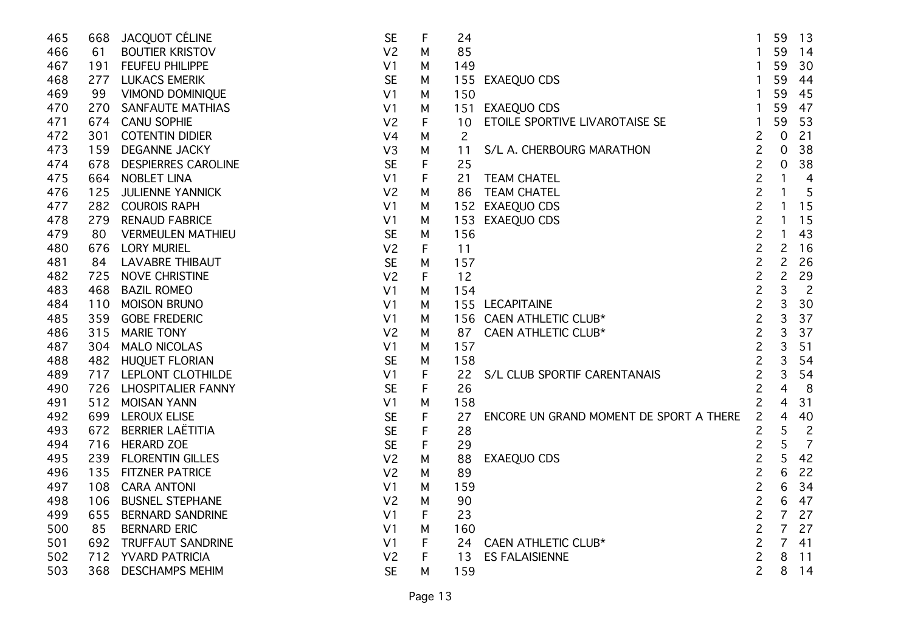| | | | | | | | | | |
|---|---|---|---|---|---|---|---|---|---|
| 465 | 668 | JACQUOT CÉLINE | SE | F | 24 | | 1 | 59 | 13 |
| 466 | 61 | BOUTIER KRISTOV | V2 | M | 85 | | 1 | 59 | 14 |
| 467 | 191 | FEUFEU PHILIPPE | V1 | M | 149 | | 1 | 59 | 30 |
| 468 | 277 | LUKACS EMERIK | SE | M | 155 | EXAEQUO CDS | 1 | 59 | 44 |
| 469 | 99 | VIMOND DOMINIQUE | V1 | M | 150 | | 1 | 59 | 45 |
| 470 | 270 | SANFAUTE MATHIAS | V1 | M | 151 | EXAEQUO CDS | 1 | 59 | 47 |
| 471 | 674 | CANU SOPHIE | V2 | F | 10 | ETOILE SPORTIVE LIVAROTAISE SE | 1 | 59 | 53 |
| 472 | 301 | COTENTIN DIDIER | V4 | M | 2 | | 2 | 0 | 21 |
| 473 | 159 | DEGANNE JACKY | V3 | M | 11 | S/L A. CHERBOURG MARATHON | 2 | 0 | 38 |
| 474 | 678 | DESPIERRES CAROLINE | SE | F | 25 | | 2 | 0 | 38 |
| 475 | 664 | NOBLET LINA | V1 | F | 21 | TEAM CHATEL | 2 | 1 | 4 |
| 476 | 125 | JULIENNE YANNICK | V2 | M | 86 | TEAM CHATEL | 2 | 1 | 5 |
| 477 | 282 | COUROIS RAPH | V1 | M | 152 | EXAEQUO CDS | 2 | 1 | 15 |
| 478 | 279 | RENAUD FABRICE | V1 | M | 153 | EXAEQUO CDS | 2 | 1 | 15 |
| 479 | 80 | VERMEULEN MATHIEU | SE | M | 156 | | 2 | 1 | 43 |
| 480 | 676 | LORY MURIEL | V2 | F | 11 | | 2 | 2 | 16 |
| 481 | 84 | LAVABRE THIBAUT | SE | M | 157 | | 2 | 2 | 26 |
| 482 | 725 | NOVE CHRISTINE | V2 | F | 12 | | 2 | 2 | 29 |
| 483 | 468 | BAZIL ROMEO | V1 | M | 154 | | 2 | 3 | 2 |
| 484 | 110 | MOISON BRUNO | V1 | M | 155 | LECAPITAINE | 2 | 3 | 30 |
| 485 | 359 | GOBE FREDERIC | V1 | M | 156 | CAEN ATHLETIC CLUB* | 2 | 3 | 37 |
| 486 | 315 | MARIE TONY | V2 | M | 87 | CAEN ATHLETIC CLUB* | 2 | 3 | 37 |
| 487 | 304 | MALO NICOLAS | V1 | M | 157 | | 2 | 3 | 51 |
| 488 | 482 | HUQUET FLORIAN | SE | M | 158 | | 2 | 3 | 54 |
| 489 | 717 | LEPLONT CLOTHILDE | V1 | F | 22 | S/L CLUB SPORTIF CARENTANAIS | 2 | 3 | 54 |
| 490 | 726 | LHOSPITALIER FANNY | SE | F | 26 | | 2 | 4 | 8 |
| 491 | 512 | MOISAN YANN | V1 | M | 158 | | 2 | 4 | 31 |
| 492 | 699 | LEROUX ELISE | SE | F | 27 | ENCORE UN GRAND MOMENT DE SPORT A THERE | 2 | 4 | 40 |
| 493 | 672 | BERRIER LAËTITIA | SE | F | 28 | | 2 | 5 | 2 |
| 494 | 716 | HERARD ZOE | SE | F | 29 | | 2 | 5 | 7 |
| 495 | 239 | FLORENTIN GILLES | V2 | M | 88 | EXAEQUO CDS | 2 | 5 | 42 |
| 496 | 135 | FITZNER PATRICE | V2 | M | 89 | | 2 | 6 | 22 |
| 497 | 108 | CARA ANTONI | V1 | M | 159 | | 2 | 6 | 34 |
| 498 | 106 | BUSNEL STEPHANE | V2 | M | 90 | | 2 | 6 | 47 |
| 499 | 655 | BERNARD SANDRINE | V1 | F | 23 | | 2 | 7 | 27 |
| 500 | 85 | BERNARD ERIC | V1 | M | 160 | | 2 | 7 | 27 |
| 501 | 692 | TRUFFAUT SANDRINE | V1 | F | 24 | CAEN ATHLETIC CLUB* | 2 | 7 | 41 |
| 502 | 712 | YVARD PATRICIA | V2 | F | 13 | ES FALAISIENNE | 2 | 8 | 11 |
| 503 | 368 | DESCHAMPS MEHIM | SE | M | 159 | | 2 | 8 | 14 |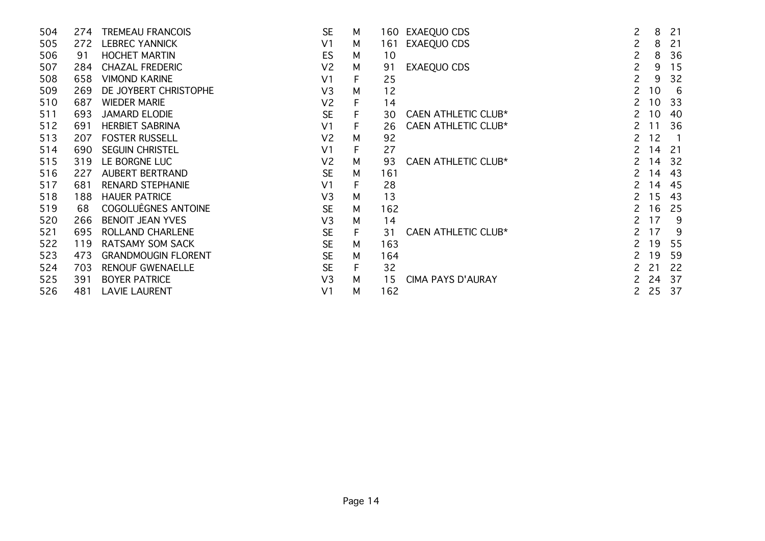| | | | | | | | | | |
|---|---|---|---|---|---|---|---|---|---|
| 504 | 274 | TREMEAU FRANCOIS | SE | M | 160 | EXAEQUO CDS | 2 | 8 | 21 |
| 505 | 272 | LEBREC YANNICK | V1 | M | 161 | EXAEQUO CDS | 2 | 8 | 21 |
| 506 | 91 | HOCHET MARTIN | ES | M | 10 | | 2 | 8 | 36 |
| 507 | 284 | CHAZAL FREDERIC | V2 | M | 91 | EXAEQUO CDS | 2 | 9 | 15 |
| 508 | 658 | VIMOND KARINE | V1 | F | 25 | | 2 | 9 | 32 |
| 509 | 269 | DE JOYBERT CHRISTOPHE | V3 | M | 12 | | 2 | 10 | 6 |
| 510 | 687 | WIEDER MARIE | V2 | F | 14 | | 2 | 10 | 33 |
| 511 | 693 | JAMARD ELODIE | SE | F | 30 | CAEN ATHLETIC CLUB* | 2 | 10 | 40 |
| 512 | 691 | HERBIET SABRINA | V1 | F | 26 | CAEN ATHLETIC CLUB* | 2 | 11 | 36 |
| 513 | 207 | FOSTER RUSSELL | V2 | M | 92 | | 2 | 12 | 1 |
| 514 | 690 | SEGUIN CHRISTEL | V1 | F | 27 | | 2 | 14 | 21 |
| 515 | 319 | LE BORGNE LUC | V2 | M | 93 | CAEN ATHLETIC CLUB* | 2 | 14 | 32 |
| 516 | 227 | AUBERT BERTRAND | SE | M | 161 | | 2 | 14 | 43 |
| 517 | 681 | RENARD STEPHANIE | V1 | F | 28 | | 2 | 14 | 45 |
| 518 | 188 | HAUER PATRICE | V3 | M | 13 | | 2 | 15 | 43 |
| 519 | 68 | COGOLUÈGNES ANTOINE | SE | M | 162 | | 2 | 16 | 25 |
| 520 | 266 | BENOIT JEAN YVES | V3 | M | 14 | | 2 | 17 | 9 |
| 521 | 695 | ROLLAND CHARLENE | SE | F | 31 | CAEN ATHLETIC CLUB* | 2 | 17 | 9 |
| 522 | 119 | RATSAMY SOM SACK | SE | M | 163 | | 2 | 19 | 55 |
| 523 | 473 | GRANDMOUGIN FLORENT | SE | M | 164 | | 2 | 19 | 59 |
| 524 | 703 | RENOUF GWENAELLE | SE | F | 32 | | 2 | 21 | 22 |
| 525 | 391 | BOYER PATRICE | V3 | M | 15 | CIMA PAYS D'AURAY | 2 | 24 | 37 |
| 526 | 481 | LAVIE LAURENT | V1 | M | 162 | | 2 | 25 | 37 |